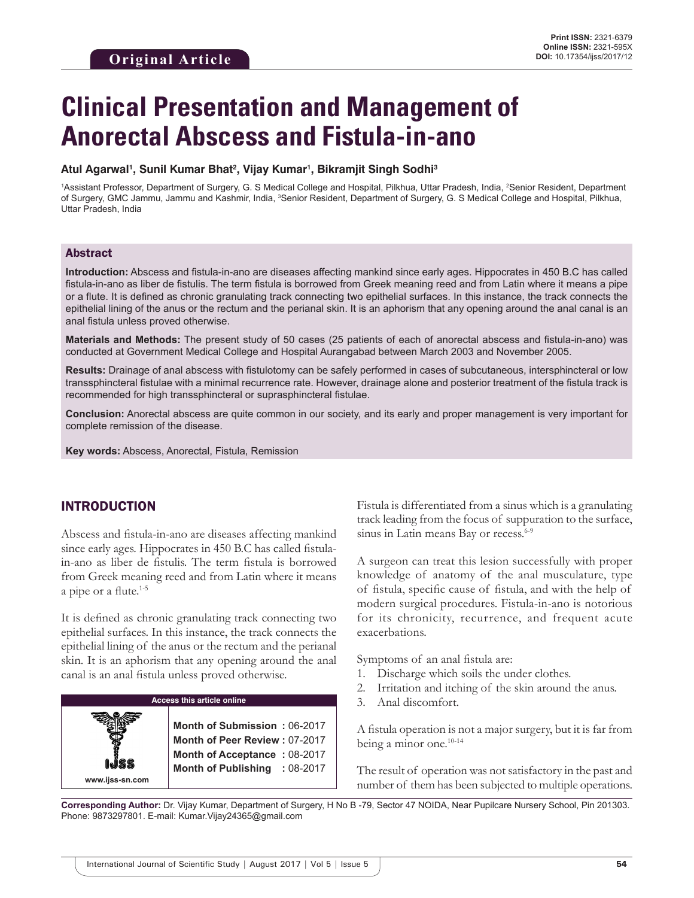**Original Article**

Print ISSN: 2321-6379
Online ISSN: 2321-595X
DOI: 10.17354/ijss/2017/12

# Clinical Presentation and Management of Anorectal Abscess and Fistula-in-ano

**Atul Agarwal[1], Sunil Kumar Bhat[2], Vijay Kumar[1], Bikramjit Singh Sodhi[3]**

[1]Assistant Professor, Department of Surgery, G. S Medical College and Hospital, Pilkhua, Uttar Pradesh, India, [2]Senior Resident, Department of Surgery, GMC Jammu, Jammu and Kashmir, India, [3]Senior Resident, Department of Surgery, G. S Medical College and Hospital, Pilkhua, Uttar Pradesh, India

## Abstract

**Introduction:** Abscess and fistula-in-ano are diseases affecting mankind since early ages. Hippocrates in 450 B.C has called fistula-in-ano as liber de fistulis. The term fistula is borrowed from Greek meaning reed and from Latin where it means a pipe or a flute. It is defined as chronic granulating track connecting two epithelial surfaces. In this instance, the track connects the epithelial lining of the anus or the rectum and the perianal skin. It is an aphorism that any opening around the anal canal is an anal fistula unless proved otherwise.

**Materials and Methods:** The present study of 50 cases (25 patients of each of anorectal abscess and fistula-in-ano) was conducted at Government Medical College and Hospital Aurangabad between March 2003 and November 2005.

**Results:** Drainage of anal abscess with fistulotomy can be safely performed in cases of subcutaneous, intersphincteral or low transsphincteral fistulae with a minimal recurrence rate. However, drainage alone and posterior treatment of the fistula track is recommended for high transsphincteral or suprasphincteral fistulae.

**Conclusion:** Anorectal abscess are quite common in our society, and its early and proper management is very important for complete remission of the disease.

**Key words:** Abscess, Anorectal, Fistula, Remission

## INTRODUCTION

Abscess and fistula-in-ano are diseases affecting mankind since early ages. Hippocrates in 450 B.C has called fistula-in-ano as liber de fistulis. The term fistula is borrowed from Greek meaning reed and from Latin where it means a pipe or a flute.[1-5]

It is defined as chronic granulating track connecting two epithelial surfaces. In this instance, the track connects the epithelial lining of the anus or the rectum and the perianal skin. It is an aphorism that any opening around the anal canal is an anal fistula unless proved otherwise.

**Access this article online**

www.ijss-sn.com

**Month of Submission :** 06-2017
**Month of Peer Review :** 07-2017
**Month of Acceptance :** 08-2017
**Month of Publishing :** 08-2017

Fistula is differentiated from a sinus which is a granulating track leading from the focus of suppuration to the surface, sinus in Latin means Bay or recess.[6-9]

A surgeon can treat this lesion successfully with proper knowledge of anatomy of the anal musculature, type of fistula, specific cause of fistula, and with the help of modern surgical procedures. Fistula-in-ano is notorious for its chronicity, recurrence, and frequent acute exacerbations.

Symptoms of an anal fistula are:

1. Discharge which soils the under clothes.
2. Irritation and itching of the skin around the anus.
3. Anal discomfort.

A fistula operation is not a major surgery, but it is far from being a minor one.[10-14]

The result of operation was not satisfactory in the past and number of them has been subjected to multiple operations.

**Corresponding Author:** Dr. Vijay Kumar, Department of Surgery, H No B -79, Sector 47 NOIDA, Near Pupilcare Nursery School, Pin 201303. Phone: 9873297801. E-mail: Kumar.Vijay24365@gmail.com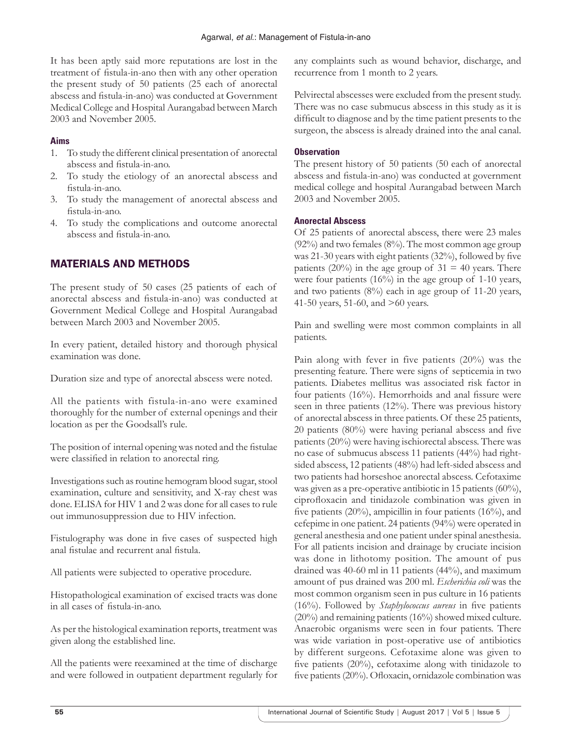It has been aptly said more reputations are lost in the treatment of fistula-in-ano then with any other operation the present study of 50 patients (25 each of anorectal abscess and fistula-in-ano) was conducted at Government Medical College and Hospital Aurangabad between March 2003 and November 2005.

#### Aims

1. To study the different clinical presentation of anorectal abscess and fistula-in-ano.
2. To study the etiology of an anorectal abscess and fistula-in-ano.
3. To study the management of anorectal abscess and fistula-in-ano.
4. To study the complications and outcome anorectal abscess and fistula-in-ano.

## MATERIALS AND METHODS

The present study of 50 cases (25 patients of each of anorectal abscess and fistula-in-ano) was conducted at Government Medical College and Hospital Aurangabad between March 2003 and November 2005.

In every patient, detailed history and thorough physical examination was done.

Duration size and type of anorectal abscess were noted.

All the patients with fistula-in-ano were examined thoroughly for the number of external openings and their location as per the Goodsall's rule.

The position of internal opening was noted and the fistulae were classified in relation to anorectal ring.

Investigations such as routine hemogram blood sugar, stool examination, culture and sensitivity, and X-ray chest was done. ELISA for HIV 1 and 2 was done for all cases to rule out immunosuppression due to HIV infection.

Fistulography was done in five cases of suspected high anal fistulae and recurrent anal fistula.

All patients were subjected to operative procedure.

Histopathological examination of excised tracts was done in all cases of fistula-in-ano.

As per the histological examination reports, treatment was given along the established line.

All the patients were reexamined at the time of discharge and were followed in outpatient department regularly for any complaints such as wound behavior, discharge, and recurrence from 1 month to 2 years.

Pelvirectal abscesses were excluded from the present study. There was no case submucus abscess in this study as it is difficult to diagnose and by the time patient presents to the surgeon, the abscess is already drained into the anal canal.

#### Observation

The present history of 50 patients (50 each of anorectal abscess and fistula-in-ano) was conducted at government medical college and hospital Aurangabad between March 2003 and November 2005.

#### Anorectal Abscess

Of 25 patients of anorectal abscess, there were 23 males (92%) and two females (8%). The most common age group was 21-30 years with eight patients (32%), followed by five patients (20%) in the age group of 31 = 40 years. There were four patients (16%) in the age group of 1-10 years, and two patients (8%) each in age group of 11-20 years, 41-50 years, 51-60, and >60 years.

Pain and swelling were most common complaints in all patients.

Pain along with fever in five patients (20%) was the presenting feature. There were signs of septicemia in two patients. Diabetes mellitus was associated risk factor in four patients (16%). Hemorrhoids and anal fissure were seen in three patients (12%). There was previous history of anorectal abscess in three patients. Of these 25 patients, 20 patients (80%) were having perianal abscess and five patients (20%) were having ischiorectal abscess. There was no case of submucus abscess 11 patients (44%) had right-sided abscess, 12 patients (48%) had left-sided abscess and two patients had horseshoe anorectal abscess. Cefotaxime was given as a pre-operative antibiotic in 15 patients (60%), ciprofloxacin and tinidazole combination was given in five patients (20%), ampicillin in four patients (16%), and cefepime in one patient. 24 patients (94%) were operated in general anesthesia and one patient under spinal anesthesia. For all patients incision and drainage by cruciate incision was done in lithotomy position. The amount of pus drained was 40-60 ml in 11 patients (44%), and maximum amount of pus drained was 200 ml. *Escherichia coli* was the most common organism seen in pus culture in 16 patients (16%). Followed by *Staphylococcus aureus* in five patients (20%) and remaining patients (16%) showed mixed culture. Anaerobic organisms were seen in four patients. There was wide variation in post-operative use of antibiotics by different surgeons. Cefotaxime alone was given to five patients (20%), cefotaxime along with tinidazole to five patients (20%). Ofloxacin, ornidazole combination was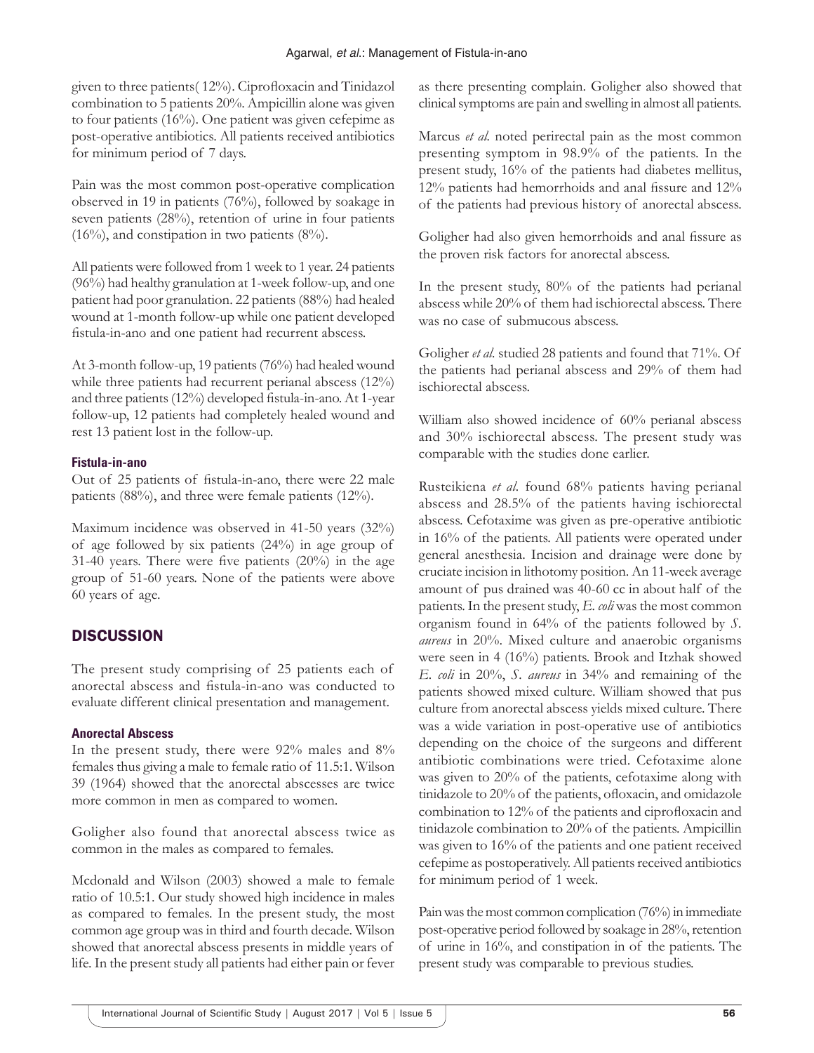given to three patients( 12%). Ciprofloxacin and Tinidazol combination to 5 patients 20%. Ampicillin alone was given to four patients (16%). One patient was given cefepime as post-operative antibiotics. All patients received antibiotics for minimum period of 7 days.

Pain was the most common post-operative complication observed in 19 in patients (76%), followed by soakage in seven patients (28%), retention of urine in four patients (16%), and constipation in two patients (8%).

All patients were followed from 1 week to 1 year. 24 patients (96%) had healthy granulation at 1-week follow-up, and one patient had poor granulation. 22 patients (88%) had healed wound at 1-month follow-up while one patient developed fistula-in-ano and one patient had recurrent abscess.

At 3-month follow-up, 19 patients (76%) had healed wound while three patients had recurrent perianal abscess (12%) and three patients (12%) developed fistula-in-ano. At 1-year follow-up, 12 patients had completely healed wound and rest 13 patient lost in the follow-up.

### Fistula-in-ano

Out of 25 patients of fistula-in-ano, there were 22 male patients (88%), and three were female patients (12%).

Maximum incidence was observed in 41-50 years (32%) of age followed by six patients (24%) in age group of 31-40 years. There were five patients (20%) in the age group of 51-60 years. None of the patients were above 60 years of age.

## DISCUSSION

The present study comprising of 25 patients each of anorectal abscess and fistula-in-ano was conducted to evaluate different clinical presentation and management.

### Anorectal Abscess

In the present study, there were 92% males and 8% females thus giving a male to female ratio of 11.5:1. Wilson 39 (1964) showed that the anorectal abscesses are twice more common in men as compared to women.

Goligher also found that anorectal abscess twice as common in the males as compared to females.

Mcdonald and Wilson (2003) showed a male to female ratio of 10.5:1. Our study showed high incidence in males as compared to females. In the present study, the most common age group was in third and fourth decade. Wilson showed that anorectal abscess presents in middle years of life. In the present study all patients had either pain or fever as there presenting complain. Goligher also showed that clinical symptoms are pain and swelling in almost all patients.

Marcus *et al.* noted perirectal pain as the most common presenting symptom in 98.9% of the patients. In the present study, 16% of the patients had diabetes mellitus, 12% patients had hemorrhoids and anal fissure and 12% of the patients had previous history of anorectal abscess.

Goligher had also given hemorrhoids and anal fissure as the proven risk factors for anorectal abscess.

In the present study, 80% of the patients had perianal abscess while 20% of them had ischiorectal abscess. There was no case of submucous abscess.

Goligher *et al.* studied 28 patients and found that 71%. Of the patients had perianal abscess and 29% of them had ischiorectal abscess.

William also showed incidence of 60% perianal abscess and 30% ischiorectal abscess. The present study was comparable with the studies done earlier.

Rusteikiena *et al.* found 68% patients having perianal abscess and 28.5% of the patients having ischiorectal abscess. Cefotaxime was given as pre-operative antibiotic in 16% of the patients. All patients were operated under general anesthesia. Incision and drainage were done by cruciate incision in lithotomy position. An 11-week average amount of pus drained was 40-60 cc in about half of the patients. In the present study, *E. coli* was the most common organism found in 64% of the patients followed by *S. aureus* in 20%. Mixed culture and anaerobic organisms were seen in 4 (16%) patients. Brook and Itzhak showed *E. coli* in 20%, *S. aureus* in 34% and remaining of the patients showed mixed culture. William showed that pus culture from anorectal abscess yields mixed culture. There was a wide variation in post-operative use of antibiotics depending on the choice of the surgeons and different antibiotic combinations were tried. Cefotaxime alone was given to 20% of the patients, cefotaxime along with tinidazole to 20% of the patients, ofloxacin, and omidazole combination to 12% of the patients and ciprofloxacin and tinidazole combination to 20% of the patients. Ampicillin was given to 16% of the patients and one patient received cefepime as postoperatively. All patients received antibiotics for minimum period of 1 week.

Pain was the most common complication (76%) in immediate post-operative period followed by soakage in 28%, retention of urine in 16%, and constipation in of the patients. The present study was comparable to previous studies.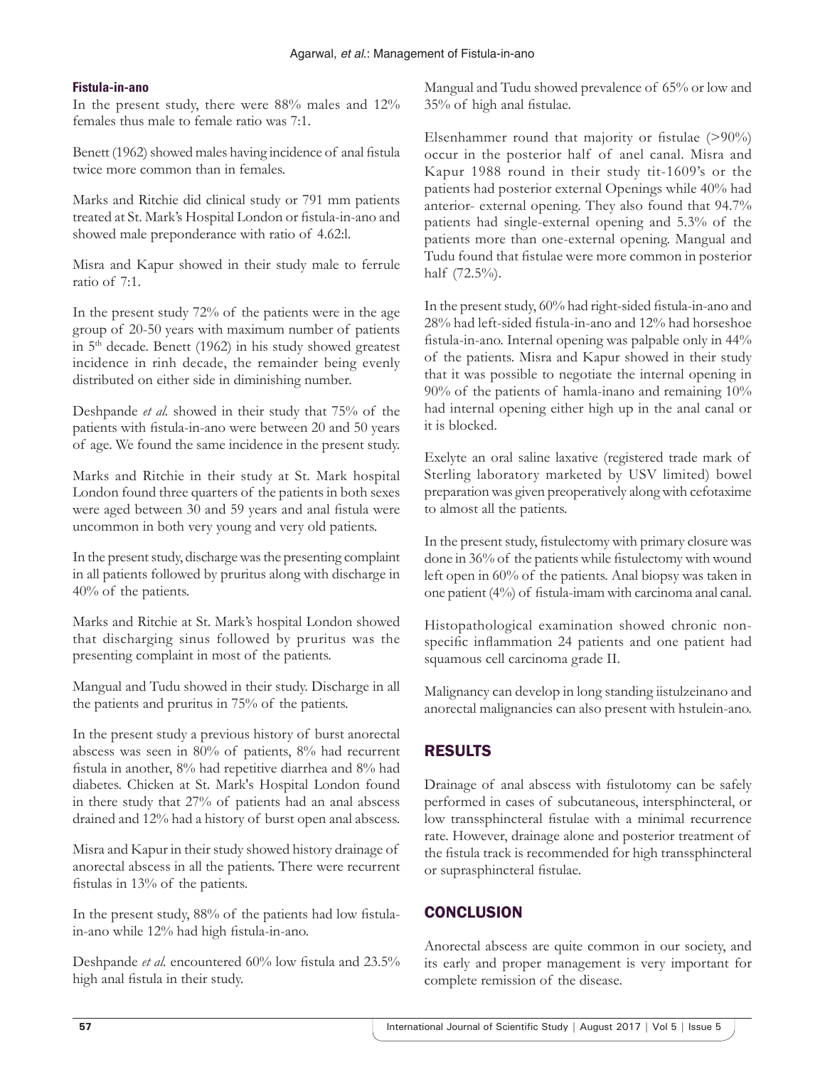#### Fistula-in-ano

In the present study, there were 88% males and 12% females thus male to female ratio was 7:1.

Benett (1962) showed males having incidence of anal fistula twice more common than in females.

Marks and Ritchie did clinical study or 791 mm patients treated at St. Mark's Hospital London or fistula-in-ano and showed male preponderance with ratio of 4.62:l.

Misra and Kapur showed in their study male to ferrule ratio of 7:1.

In the present study 72% of the patients were in the age group of 20-50 years with maximum number of patients in 5th decade. Benett (1962) in his study showed greatest incidence in rinh decade, the remainder being evenly distributed on either side in diminishing number.

Deshpande *et al.* showed in their study that 75% of the patients with fistula-in-ano were between 20 and 50 years of age. We found the same incidence in the present study.

Marks and Ritchie in their study at St. Mark hospital London found three quarters of the patients in both sexes were aged between 30 and 59 years and anal fistula were uncommon in both very young and very old patients.

In the present study, discharge was the presenting complaint in all patients followed by pruritus along with discharge in 40% of the patients.

Marks and Ritchie at St. Mark's hospital London showed that discharging sinus followed by pruritus was the presenting complaint in most of the patients.

Mangual and Tudu showed in their study. Discharge in all the patients and pruritus in 75% of the patients.

In the present study a previous history of burst anorectal abscess was seen in 80% of patients, 8% had recurrent fistula in another, 8% had repetitive diarrhea and 8% had diabetes. Chicken at St. Mark's Hospital London found in there study that 27% of patients had an anal abscess drained and 12% had a history of burst open anal abscess.

Misra and Kapur in their study showed history drainage of anorectal abscess in all the patients. There were recurrent fistulas in 13% of the patients.

In the present study, 88% of the patients had low fistula-in-ano while 12% had high fistula-in-ano.

Deshpande *et al.* encountered 60% low fistula and 23.5% high anal fistula in their study.

Mangual and Tudu showed prevalence of 65% or low and 35% of high anal fistulae.

Elsenhammer round that majority or fistulae (>90%) occur in the posterior half of anel canal. Misra and Kapur 1988 round in their study tit-1609's or the patients had posterior external Openings while 40% had anterior- external opening. They also found that 94.7% patients had single-external opening and 5.3% of the patients more than one-external opening. Mangual and Tudu found that fistulae were more common in posterior half (72.5%).

In the present study, 60% had right-sided fistula-in-ano and 28% had left-sided fistula-in-ano and 12% had horseshoe fistula-in-ano. Internal opening was palpable only in 44% of the patients. Misra and Kapur showed in their study that it was possible to negotiate the internal opening in 90% of the patients of hamla-inano and remaining 10% had internal opening either high up in the anal canal or it is blocked.

Exelyte an oral saline laxative (registered trade mark of Sterling laboratory marketed by USV limited) bowel preparation was given preoperatively along with cefotaxime to almost all the patients.

In the present study, fistulectomy with primary closure was done in 36% of the patients while fistulectomy with wound left open in 60% of the patients. Anal biopsy was taken in one patient (4%) of fistula-imam with carcinoma anal canal.

Histopathological examination showed chronic non-specific inflammation 24 patients and one patient had squamous cell carcinoma grade II.

Malignancy can develop in long standing iistulzeinano and anorectal malignancies can also present with hstulein-ano.

## RESULTS

Drainage of anal abscess with fistulotomy can be safely performed in cases of subcutaneous, intersphincteral, or low transsphincteral fistulae with a minimal recurrence rate. However, drainage alone and posterior treatment of the fistula track is recommended for high transsphincteral or suprasphincteral fistulae.

## CONCLUSION

Anorectal abscess are quite common in our society, and its early and proper management is very important for complete remission of the disease.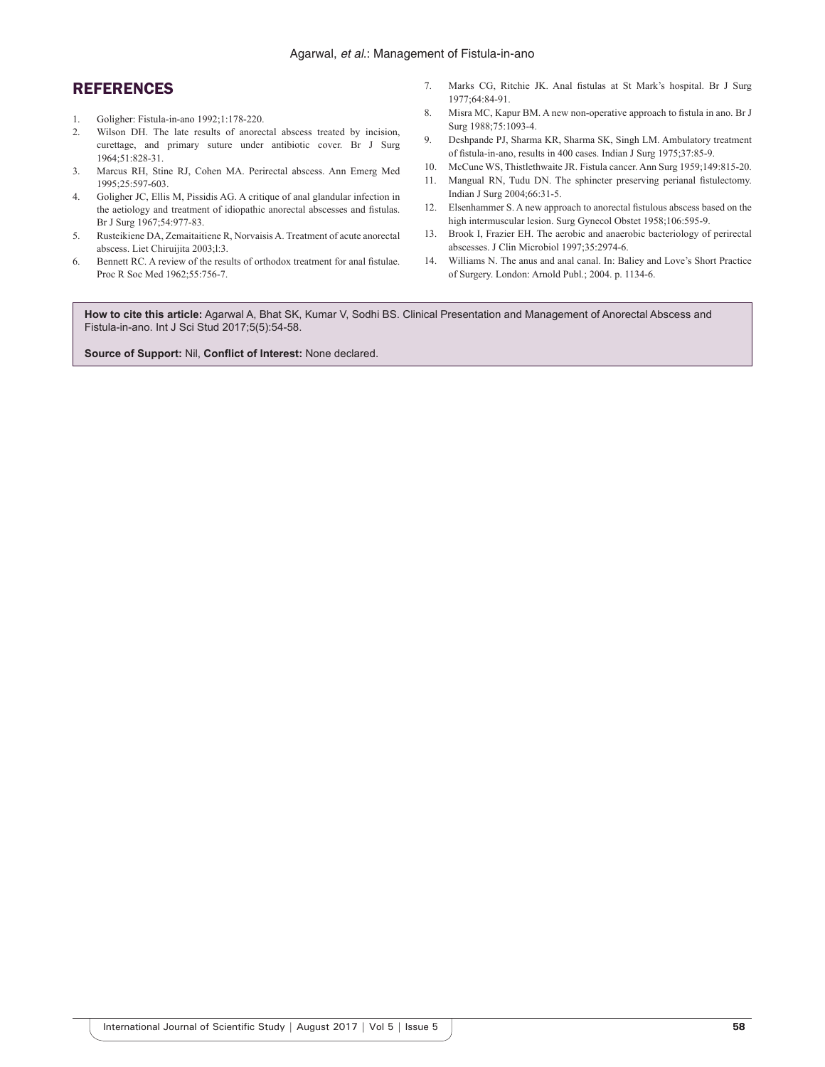## REFERENCES

1. Goligher: Fistula-in-ano 1992;1:178-220.
2. Wilson DH. The late results of anorectal abscess treated by incision, curettage, and primary suture under antibiotic cover. Br J Surg 1964;51:828-31.
3. Marcus RH, Stine RJ, Cohen MA. Perirectal abscess. Ann Emerg Med 1995;25:597-603.
4. Goligher JC, Ellis M, Pissidis AG. A critique of anal glandular infection in the aetiology and treatment of idiopathic anorectal abscesses and fistulas. Br J Surg 1967;54:977-83.
5. Rusteikiene DA, Zemaitaitiene R, Norvaisis A. Treatment of acute anorectal abscess. Liet Chiruijita 2003;l:3.
6. Bennett RC. A review of the results of orthodox treatment for anal fistulae. Proc R Soc Med 1962;55:756-7.
7. Marks CG, Ritchie JK. Anal fistulas at St Mark's hospital. Br J Surg 1977;64:84-91.
8. Misra MC, Kapur BM. A new non-operative approach to fistula in ano. Br J Surg 1988;75:1093-4.
9. Deshpande PJ, Sharma KR, Sharma SK, Singh LM. Ambulatory treatment of fistula-in-ano, results in 400 cases. Indian J Surg 1975;37:85-9.
10. McCune WS, Thistlethwaite JR. Fistula cancer. Ann Surg 1959;149:815-20.
11. Mangual RN, Tudu DN. The sphincter preserving perianal fistulectomy. Indian J Surg 2004;66:31-5.
12. Elsenhammer S. A new approach to anorectal fistulous abscess based on the high intermuscular lesion. Surg Gynecol Obstet 1958;106:595-9.
13. Brook I, Frazier EH. The aerobic and anaerobic bacteriology of perirectal abscesses. J Clin Microbiol 1997;35:2974-6.
14. Williams N. The anus and anal canal. In: Baliey and Love's Short Practice of Surgery. London: Arnold Publ.; 2004. p. 1134-6.

**How to cite this article:** Agarwal A, Bhat SK, Kumar V, Sodhi BS. Clinical Presentation and Management of Anorectal Abscess and Fistula-in-ano. Int J Sci Stud 2017;5(5):54-58.

**Source of Support:** Nil, **Conflict of Interest:** None declared.